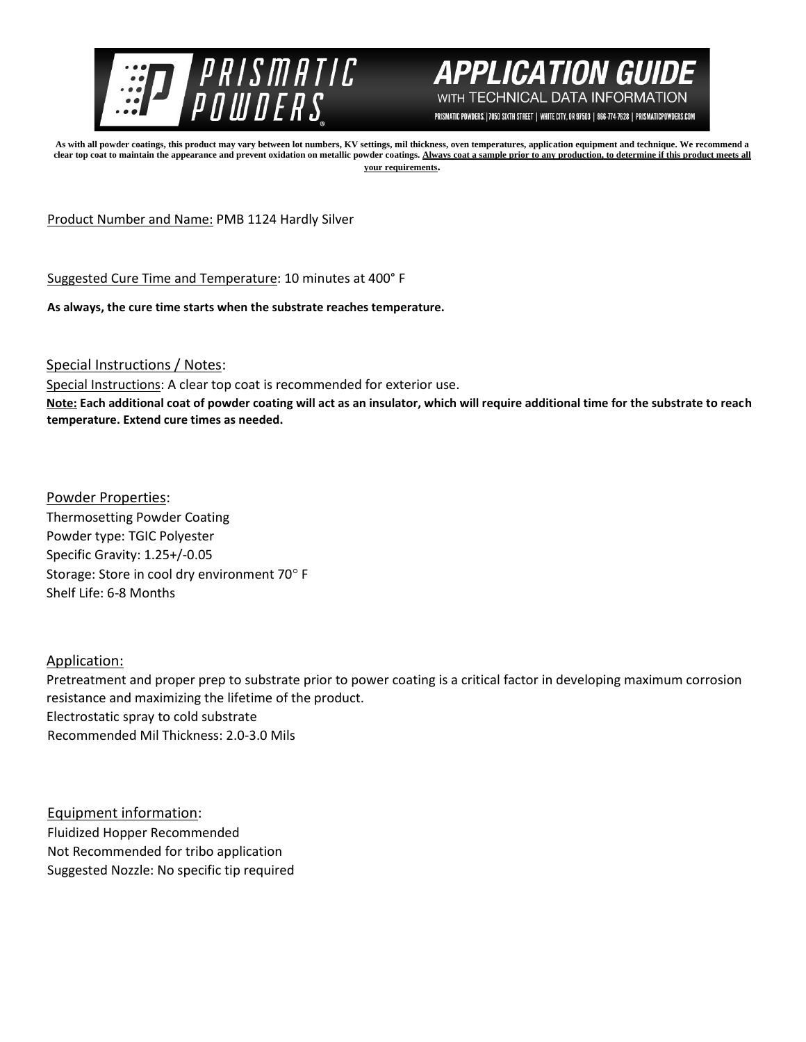# PRISMATIC POWDERS

## APPLICATION GUIDE

WITH TECHNICAL DATA INFORMATION

PRISMATIC POWDERS. | 7050 SIXTH STREET | WHITE CITY, OR 97503 | 866-774-7628 | PRISMATICPOWDERS.COM

**As with all powder coatings, this product may vary between lot numbers, KV settings, mil thickness, oven temperatures, application equipment and technique. We recommend a clear top coat to maintain the appearance and prevent oxidation on metallic powder coatings. Always coat a sample prior to any production, to determine if this product meets all your requirements.**

Product Number and Name: PMB 1124 Hardly Silver

Suggested Cure Time and Temperature: 10 minutes at 400° F

**As always, the cure time starts when the substrate reaches temperature.**

### Special Instructions / Notes:

Special Instructions: A clear top coat is recommended for exterior use.

**Note: Each additional coat of powder coating will act as an insulator, which will require additional time for the substrate to reach temperature. Extend cure times as needed.**

### Powder Properties:

Thermosetting Powder Coating
Powder type: TGIC Polyester
Specific Gravity: 1.25+/-0.05
Storage: Store in cool dry environment 70° F
Shelf Life: 6-8 Months

### Application:

Pretreatment and proper prep to substrate prior to power coating is a critical factor in developing maximum corrosion resistance and maximizing the lifetime of the product.
Electrostatic spray to cold substrate
Recommended Mil Thickness: 2.0-3.0 Mils

### Equipment information:

Fluidized Hopper Recommended
Not Recommended for tribo application
Suggested Nozzle: No specific tip required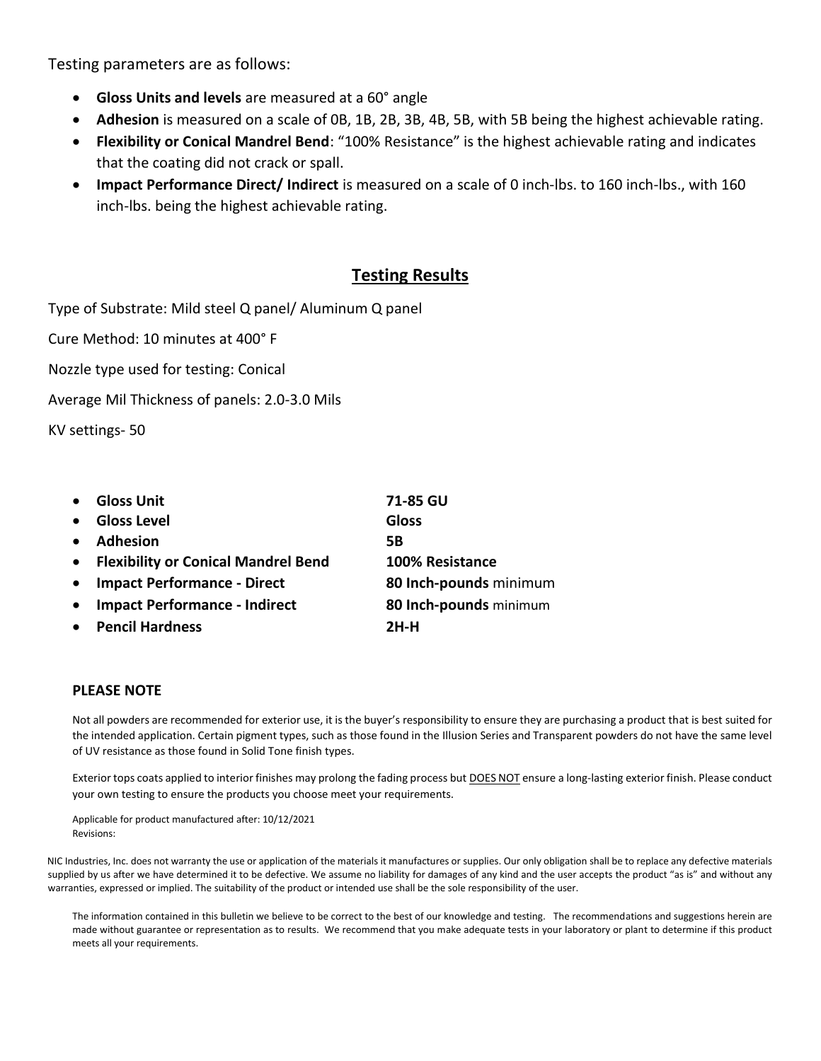Testing parameters are as follows:

- **Gloss Units and levels** are measured at a 60° angle
- **Adhesion** is measured on a scale of 0B, 1B, 2B, 3B, 4B, 5B, with 5B being the highest achievable rating.
- **Flexibility or Conical Mandrel Bend**: “100% Resistance” is the highest achievable rating and indicates that the coating did not crack or spall.
- **Impact Performance Direct/ Indirect** is measured on a scale of 0 inch-lbs. to 160 inch-lbs., with 160 inch-lbs. being the highest achievable rating.

## Testing Results

Type of Substrate: Mild steel Q panel/ Aluminum Q panel

Cure Method: 10 minutes at 400° F

Nozzle type used for testing: Conical

Average Mil Thickness of panels: 2.0-3.0 Mils

KV settings- 50

- **Gloss Unit** — **71-85 GU**
- **Gloss Level** — **Gloss**
- **Adhesion** — **5B**
- **Flexibility or Conical Mandrel Bend** — **100% Resistance**
- **Impact Performance - Direct** — **80 Inch-pounds** minimum
- **Impact Performance - Indirect** — **80 Inch-pounds** minimum
- **Pencil Hardness** — **2H-H**

### PLEASE NOTE

Not all powders are recommended for exterior use, it is the buyer’s responsibility to ensure they are purchasing a product that is best suited for the intended application. Certain pigment types, such as those found in the Illusion Series and Transparent powders do not have the same level of UV resistance as those found in Solid Tone finish types.

Exterior tops coats applied to interior finishes may prolong the fading process but DOES NOT ensure a long-lasting exterior finish. Please conduct your own testing to ensure the products you choose meet your requirements.

Applicable for product manufactured after: 10/12/2021
Revisions:

NIC Industries, Inc. does not warranty the use or application of the materials it manufactures or supplies. Our only obligation shall be to replace any defective materials supplied by us after we have determined it to be defective. We assume no liability for damages of any kind and the user accepts the product “as is” and without any warranties, expressed or implied. The suitability of the product or intended use shall be the sole responsibility of the user.

The information contained in this bulletin we believe to be correct to the best of our knowledge and testing. The recommendations and suggestions herein are made without guarantee or representation as to results. We recommend that you make adequate tests in your laboratory or plant to determine if this product meets all your requirements.